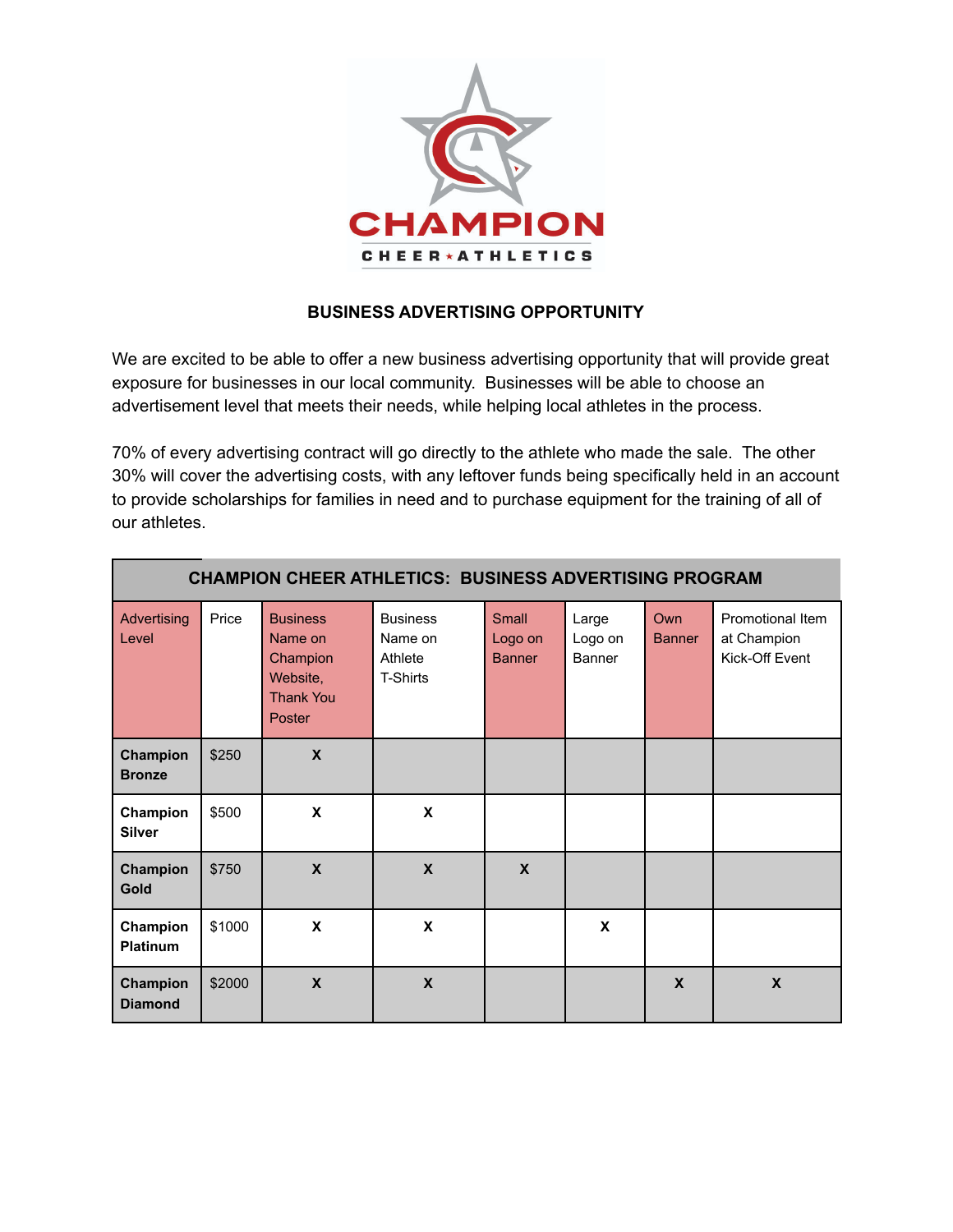CHAMPION

CHEER ★ ATHLETICS

## BUSINESS ADVERTISING OPPORTUNITY

We are excited to be able to offer a new business advertising opportunity that will provide great exposure for businesses in our local community. Businesses will be able to choose an advertisement level that meets their needs, while helping local athletes in the process.

70% of every advertising contract will go directly to the athlete who made the sale. The other 30% will cover the advertising costs, with any leftover funds being specifically held in an account to provide scholarships for families in need and to purchase equipment for the training of all of our athletes.

| CHAMPION CHEER ATHLETICS: BUSINESS ADVERTISING PROGRAM | | | | | | | |
|---|---|---|---|---|---|---|---|
| Advertising Level | Price | Business Name on Champion Website, Thank You Poster | Business Name on Athlete T-Shirts | Small Logo on Banner | Large Logo on Banner | Own Banner | Promotional Item at Champion Kick-Off Event |
| **Champion Bronze** | $250 | **X** | | | | | |
| **Champion Silver** | $500 | **X** | **X** | | | | |
| **Champion Gold** | $750 | **X** | **X** | **X** | | | |
| **Champion Platinum** | $1000 | **X** | **X** | | **X** | | |
| **Champion Diamond** | $2000 | **X** | **X** | | | **X** | **X** |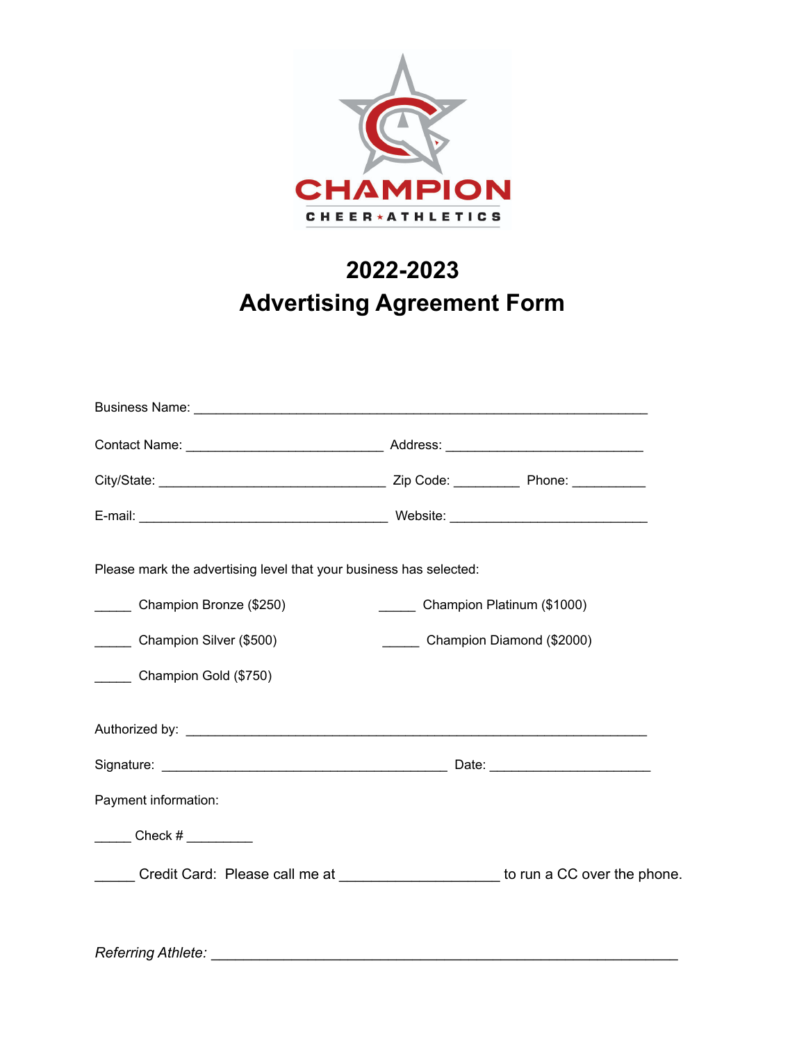CHAMPION

CHEER★ATHLETICS

# 2022-2023
# Advertising Agreement Form

Business Name: ___________________________________________________________

Contact Name: ___________________________ Address: ___________________________

City/State: _______________________________ Zip Code: _________ Phone: __________

E-mail: __________________________________ Website: ___________________________

Please mark the advertising level that your business has selected:

_____ Champion Bronze ($250)

_____ Champion Silver ($500)

_____ Champion Gold ($750)

_____ Champion Platinum ($1000)

_____ Champion Diamond ($2000)

Authorized by: ______________________________________________________________

Signature: _______________________________________ Date: _____________________

Payment information:

_____ Check # _________

_____ Credit Card: Please call me at ______________________ to run a CC over the phone.

*Referring Athlete:* ______________________________________________________________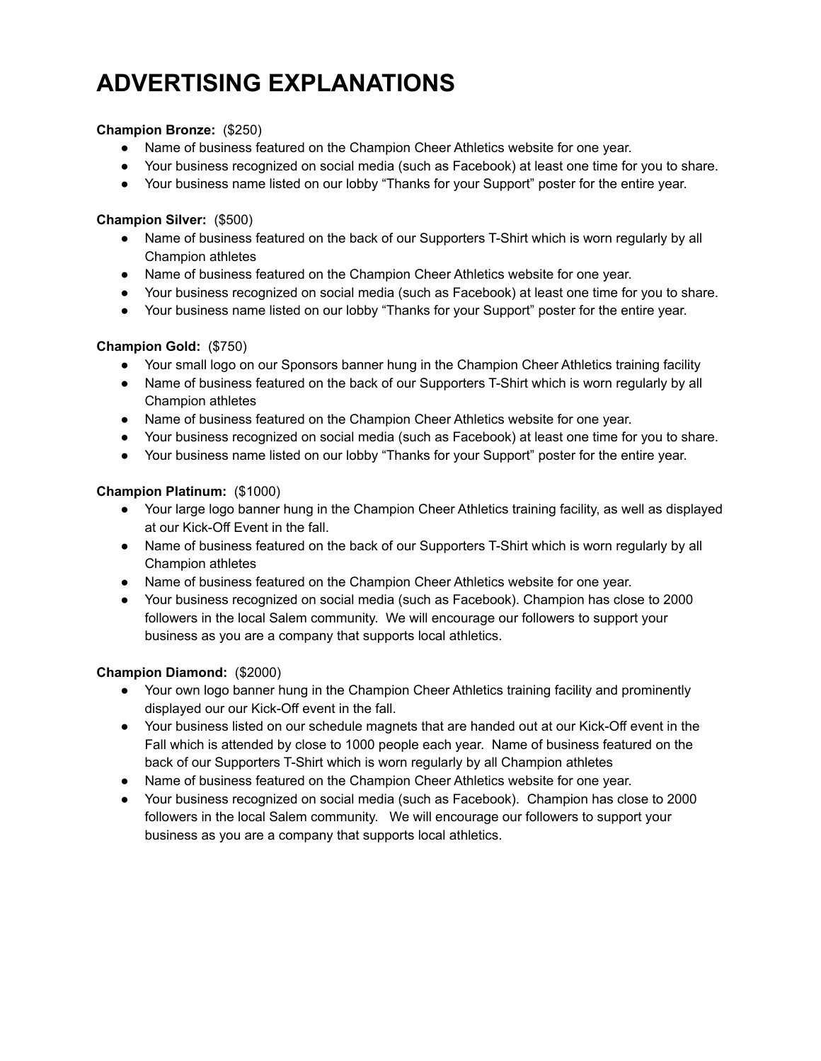# ADVERTISING EXPLANATIONS

**Champion Bronze:** ($250)

- Name of business featured on the Champion Cheer Athletics website for one year.
- Your business recognized on social media (such as Facebook) at least one time for you to share.
- Your business name listed on our lobby "Thanks for your Support" poster for the entire year.

**Champion Silver:** ($500)

- Name of business featured on the back of our Supporters T-Shirt which is worn regularly by all Champion athletes
- Name of business featured on the Champion Cheer Athletics website for one year.
- Your business recognized on social media (such as Facebook) at least one time for you to share.
- Your business name listed on our lobby "Thanks for your Support" poster for the entire year.

**Champion Gold:** ($750)

- Your small logo on our Sponsors banner hung in the Champion Cheer Athletics training facility
- Name of business featured on the back of our Supporters T-Shirt which is worn regularly by all Champion athletes
- Name of business featured on the Champion Cheer Athletics website for one year.
- Your business recognized on social media (such as Facebook) at least one time for you to share.
- Your business name listed on our lobby "Thanks for your Support" poster for the entire year.

**Champion Platinum:** ($1000)

- Your large logo banner hung in the Champion Cheer Athletics training facility, as well as displayed at our Kick-Off Event in the fall.
- Name of business featured on the back of our Supporters T-Shirt which is worn regularly by all Champion athletes
- Name of business featured on the Champion Cheer Athletics website for one year.
- Your business recognized on social media (such as Facebook). Champion has close to 2000 followers in the local Salem community. We will encourage our followers to support your business as you are a company that supports local athletics.

**Champion Diamond:** ($2000)

- Your own logo banner hung in the Champion Cheer Athletics training facility and prominently displayed our our Kick-Off event in the fall.
- Your business listed on our schedule magnets that are handed out at our Kick-Off event in the Fall which is attended by close to 1000 people each year. Name of business featured on the back of our Supporters T-Shirt which is worn regularly by all Champion athletes
- Name of business featured on the Champion Cheer Athletics website for one year.
- Your business recognized on social media (such as Facebook). Champion has close to 2000 followers in the local Salem community. We will encourage our followers to support your business as you are a company that supports local athletics.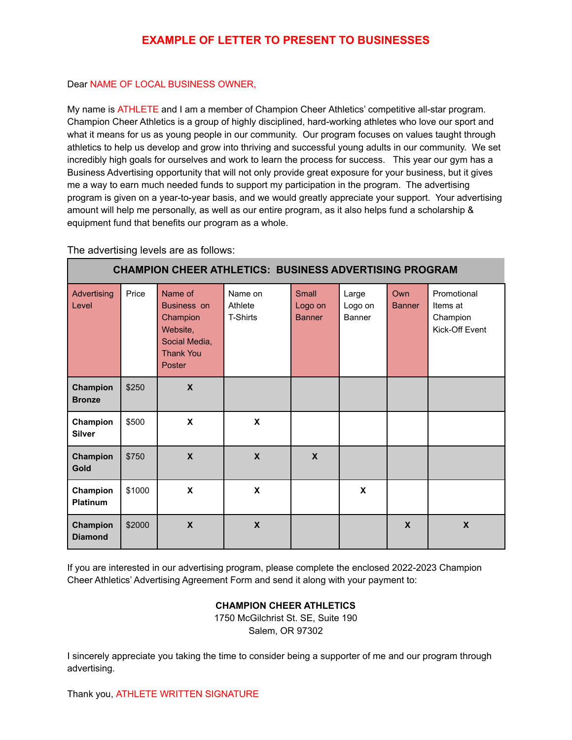# EXAMPLE OF LETTER TO PRESENT TO BUSINESSES

Dear NAME OF LOCAL BUSINESS OWNER,

My name is ATHLETE and I am a member of Champion Cheer Athletics' competitive all-star program. Champion Cheer Athletics is a group of highly disciplined, hard-working athletes who love our sport and what it means for us as young people in our community. Our program focuses on values taught through athletics to help us develop and grow into thriving and successful young adults in our community. We set incredibly high goals for ourselves and work to learn the process for success. This year our gym has a Business Advertising opportunity that will not only provide great exposure for your business, but it gives me a way to earn much needed funds to support my participation in the program. The advertising program is given on a year-to-year basis, and we would greatly appreciate your support. Your advertising amount will help me personally, as well as our entire program, as it also helps fund a scholarship & equipment fund that benefits our program as a whole.

The advertising levels are as follows:

**CHAMPION CHEER ATHLETICS: BUSINESS ADVERTISING PROGRAM**

| Advertising Level | Price | Name of Business on Champion Website, Social Media, Thank You Poster | Name on Athlete T-Shirts | Small Logo on Banner | Large Logo on Banner | Own Banner | Promotional Items at Champion Kick-Off Event |
|---|---|---|---|---|---|---|---|
| **Champion Bronze** | $250 | X | | | | | |
| **Champion Silver** | $500 | X | X | | | | |
| **Champion Gold** | $750 | X | X | X | | | |
| **Champion Platinum** | $1000 | X | X | | X | | |
| **Champion Diamond** | $2000 | X | X | | | X | X |

If you are interested in our advertising program, please complete the enclosed 2022-2023 Champion Cheer Athletics' Advertising Agreement Form and send it along with your payment to:

**CHAMPION CHEER ATHLETICS**
1750 McGilchrist St. SE, Suite 190
Salem, OR 97302

I sincerely appreciate you taking the time to consider being a supporter of me and our program through advertising.

Thank you, ATHLETE WRITTEN SIGNATURE